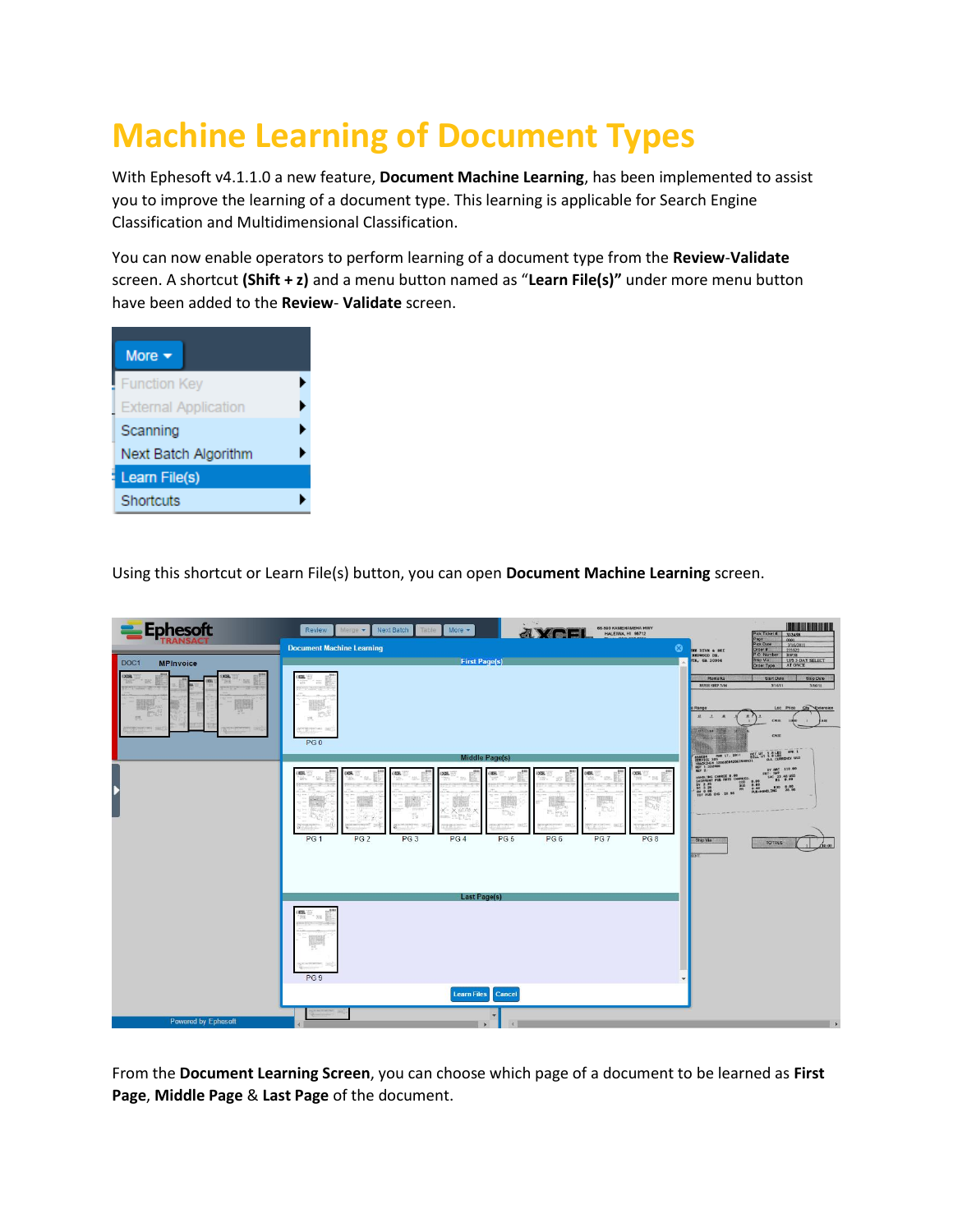# Machine Learning of Document Types

With Ephesoft v4.1.1.0 a new feature, **Document Machine Learning**, has been implemented to assist you to improve the learning of a document type. This learning is applicable for Search Engine Classification and Multidimensional Classification.

You can now enable operators to perform learning of a document type from the **Review**-**Validate** screen. A shortcut **(Shift + z)** and a menu button named as "**Learn File(s)"** under more menu button have been added to the **Review**- **Validate** screen.

Using this shortcut or Learn File(s) button, you can open **Document Machine Learning** screen.

From the **Document Learning Screen**, you can choose which page of a document to be learned as **First Page**, **Middle Page** & **Last Page** of the document.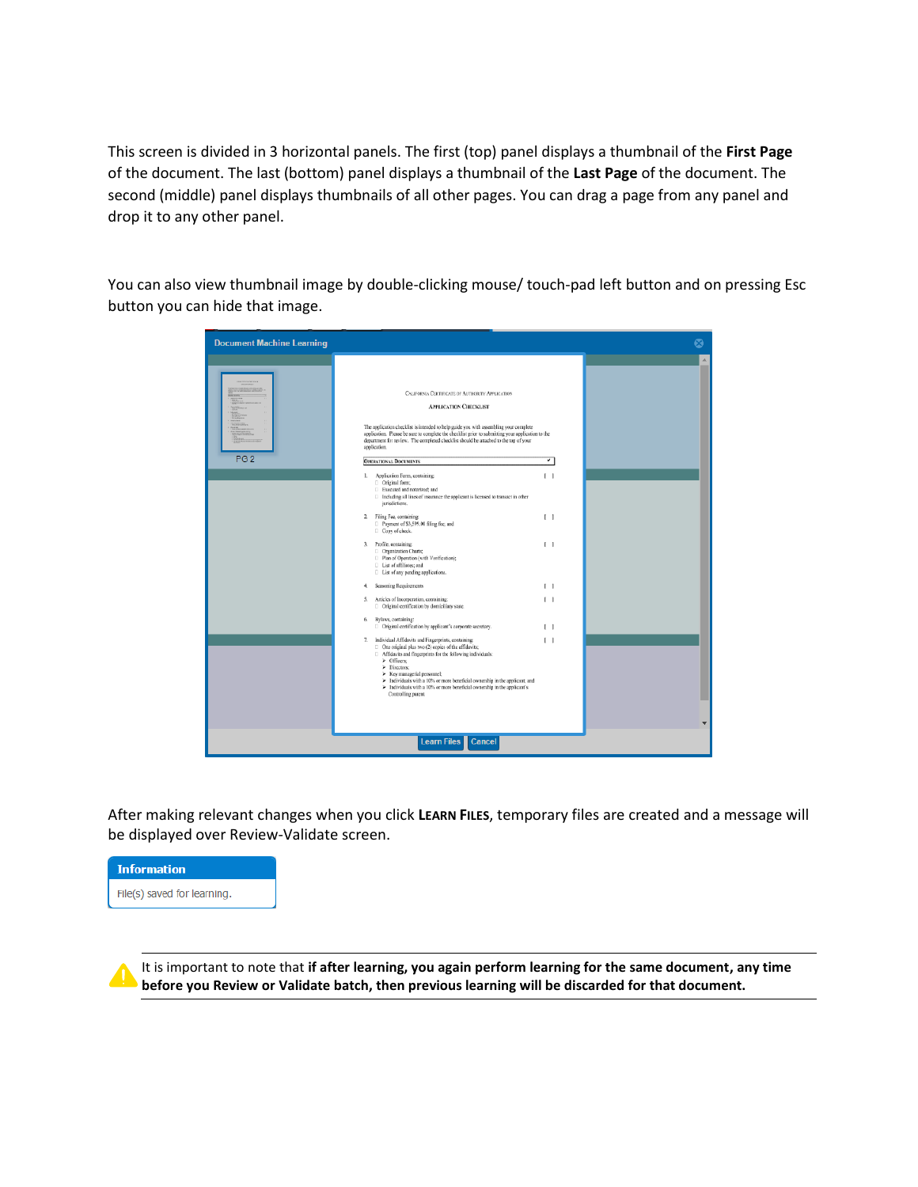This screen is divided in 3 horizontal panels. The first (top) panel displays a thumbnail of the **First Page** of the document. The last (bottom) panel displays a thumbnail of the **Last Page** of the document. The second (middle) panel displays thumbnails of all other pages. You can drag a page from any panel and drop it to any other panel.

You can also view thumbnail image by double-clicking mouse/ touch-pad left button and on pressing Esc button you can hide that image.

After making relevant changes when you click **LEARN FILES**, temporary files are created and a message will be displayed over Review-Validate screen.

**Information**

File(s) saved for learning.

It is important to note that **if after learning, you again perform learning for the same document, any time before you Review or Validate batch, then previous learning will be discarded for that document.**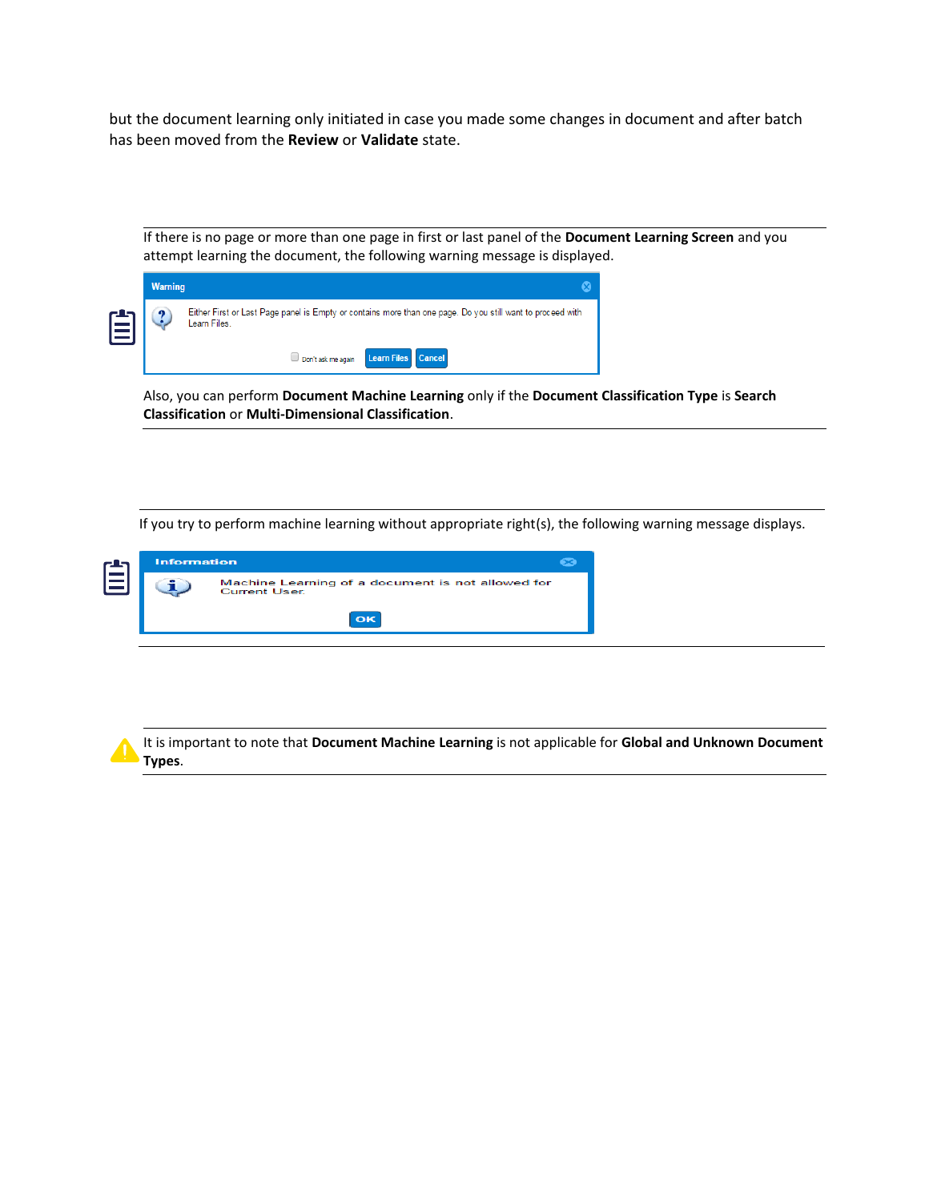but the document learning only initiated in case you made some changes in document and after batch has been moved from the **Review** or **Validate** state.

---

If there is no page or more than one page in first or last panel of the **Document Learning Screen** and you attempt learning the document, the following warning message is displayed.

Also, you can perform **Document Machine Learning** only if the **Document Classification Type** is **Search Classification** or **Multi-Dimensional Classification**.

---

---

If you try to perform machine learning without appropriate right(s), the following warning message displays.

---

---

It is important to note that **Document Machine Learning** is not applicable for **Global and Unknown Document Types**.

---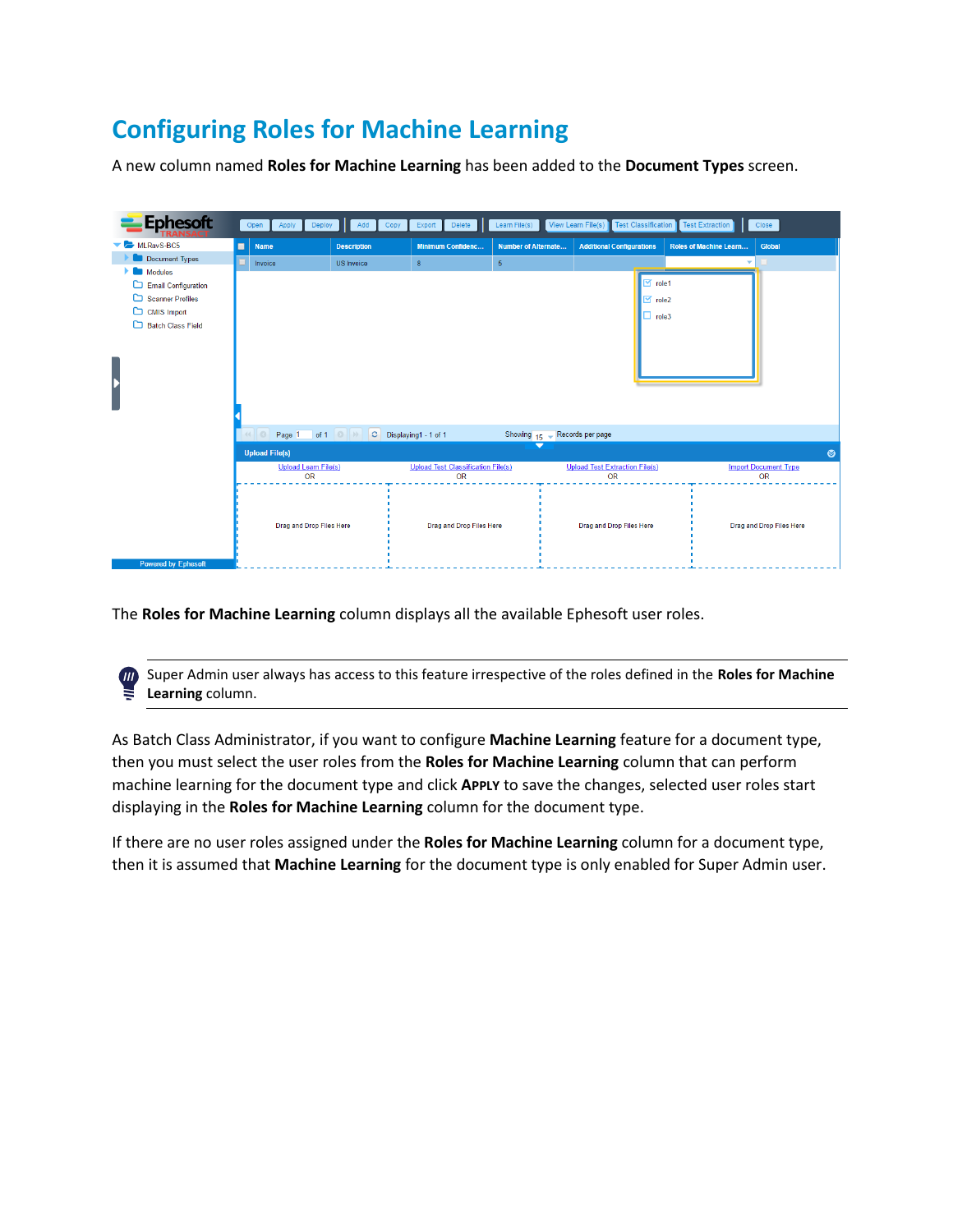# Configuring Roles for Machine Learning

A new column named **Roles for Machine Learning** has been added to the **Document Types** screen.

The **Roles for Machine Learning** column displays all the available Ephesoft user roles.

> Super Admin user always has access to this feature irrespective of the roles defined in the **Roles for Machine Learning** column.

As Batch Class Administrator, if you want to configure **Machine Learning** feature for a document type, then you must select the user roles from the **Roles for Machine Learning** column that can perform machine learning for the document type and click **APPLY** to save the changes, selected user roles start displaying in the **Roles for Machine Learning** column for the document type.

If there are no user roles assigned under the **Roles for Machine Learning** column for a document type, then it is assumed that **Machine Learning** for the document type is only enabled for Super Admin user.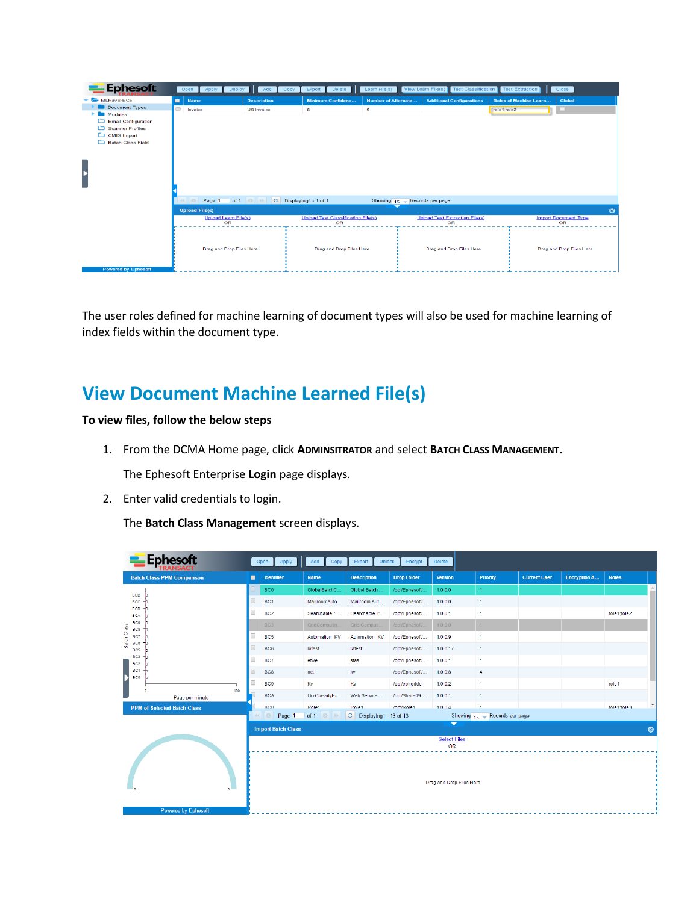The user roles defined for machine learning of document types will also be used for machine learning of index fields within the document type.

## View Document Machine Learned File(s)

**To view files, follow the below steps**

1. From the DCMA Home page, click **ADMINSITRATOR** and select **BATCH CLASS MANAGEMENT.**

   The Ephesoft Enterprise **Login** page displays.

2. Enter valid credentials to login.

   The **Batch Class Management** screen displays.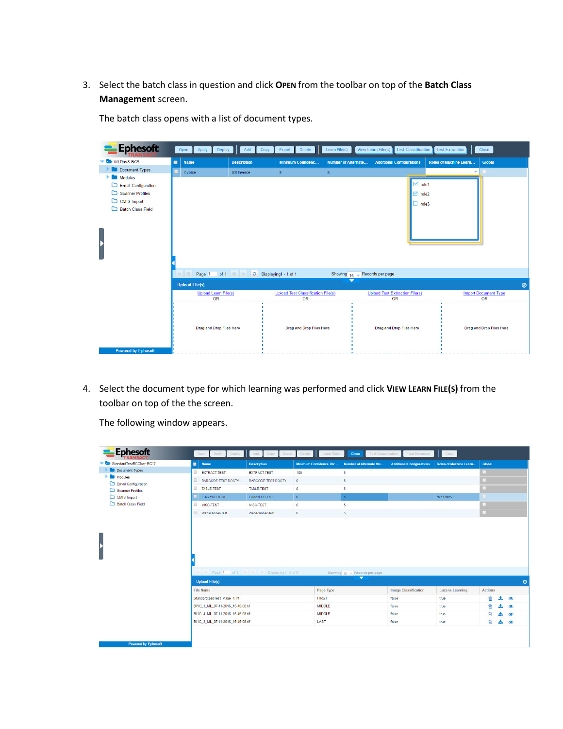3. Select the batch class in question and click **OPEN** from the toolbar on top of the **Batch Class Management** screen.

   The batch class opens with a list of document types.

4. Select the document type for which learning was performed and click **VIEW LEARN FILE(S)** from the toolbar on top of the the screen.

   The following window appears.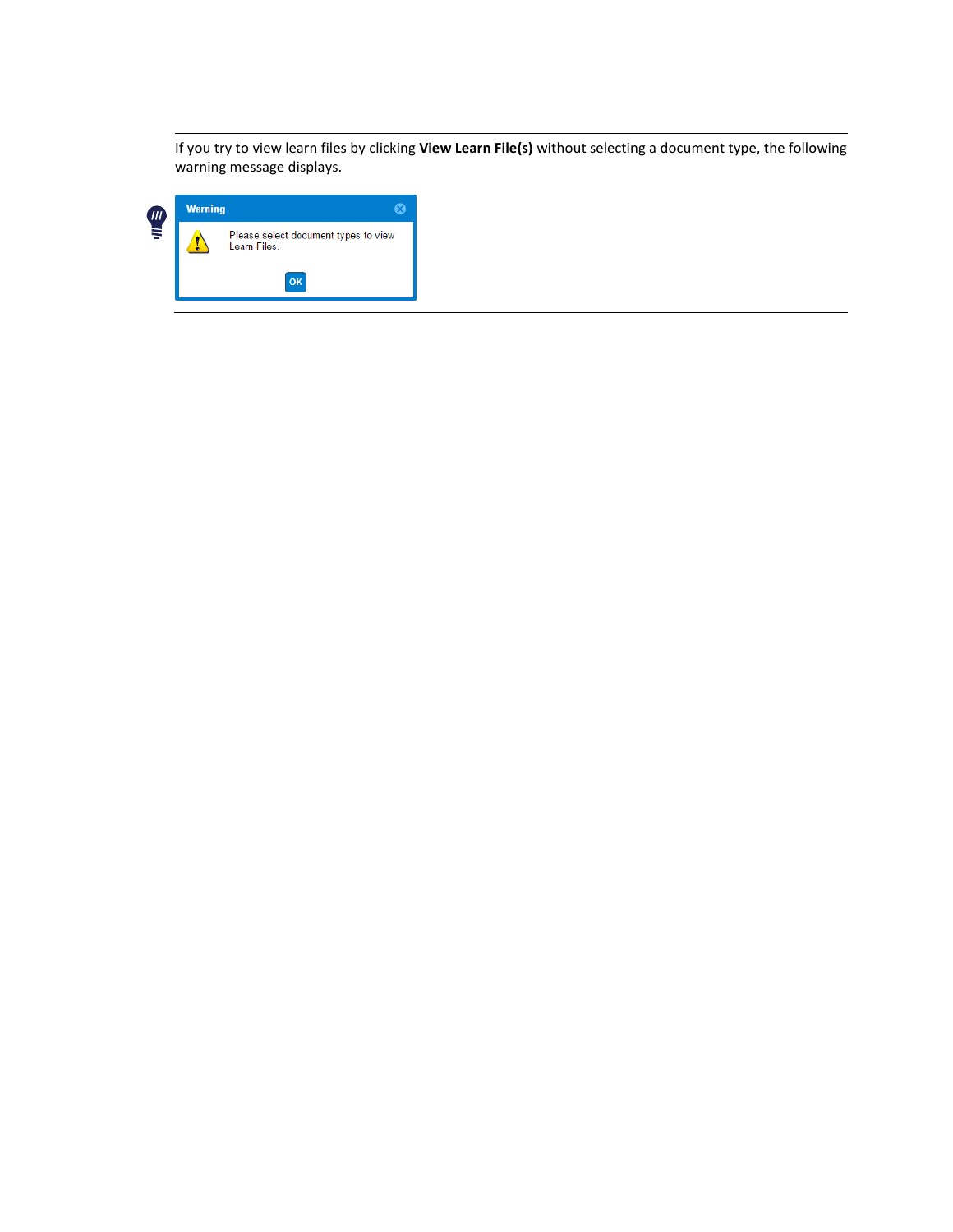If you try to view learn files by clicking **View Learn File(s)** without selecting a document type, the following warning message displays.

Warning

Please select document types to view Learn Files.

OK